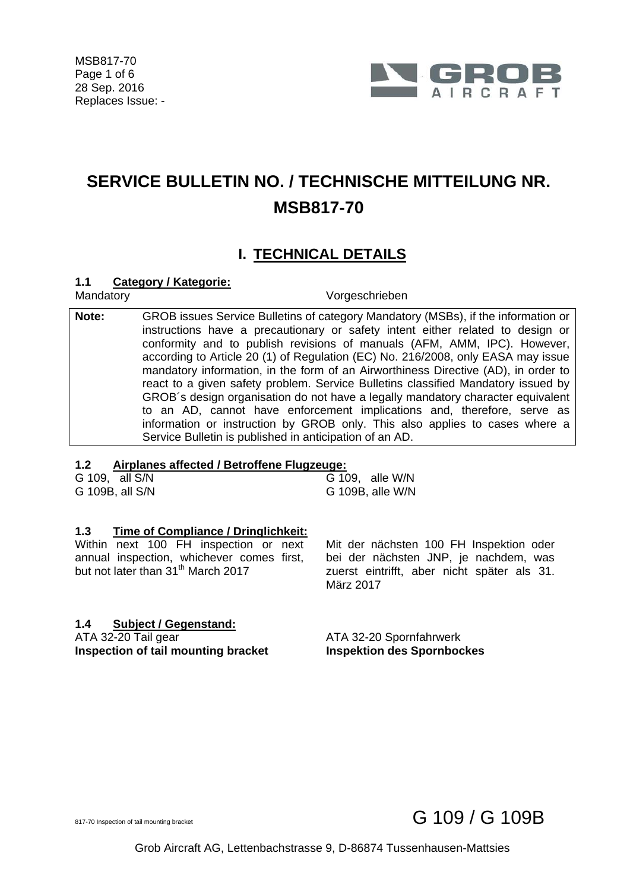MSB817-70
28 Sep. 2016
Replaces Issue: -

# SERVICE BULLETIN NO. / TECHNISCHE MITTEILUNG NR. MSB817-70

## I. TECHNICAL DETAILS

### 1.1 Category / Kategorie:

| | |
|---|---|
| Mandatory | Vorgeschrieben |

| | |
|---|---|
| **Note:** | GROB issues Service Bulletins of category Mandatory (MSBs), if the information or instructions have a precautionary or safety intent either related to design or conformity and to publish revisions of manuals (AFM, AMM, IPC). However, according to Article 20 (1) of Regulation (EC) No. 216/2008, only EASA may issue mandatory information, in the form of an Airworthiness Directive (AD), in order to react to a given safety problem. Service Bulletins classified Mandatory issued by GROB´s design organisation do not have a legally mandatory character equivalent to an AD, cannot have enforcement implications and, therefore, serve as information or instruction by GROB only. This also applies to cases where a Service Bulletin is published in anticipation of an AD. |

### 1.2 Airplanes affected / Betroffene Flugzeuge:

| | |
|---|---|
| G 109, all S/N | G 109, alle W/N |
| G 109B, all S/N | G 109B, alle W/N |

### 1.3 Time of Compliance / Dringlichkeit:

| | |
|---|---|
| Within next 100 FH inspection or next annual inspection, whichever comes first, but not later than 31th March 2017 | Mit der nächsten 100 FH Inspektion oder bei der nächsten JNP, je nachdem, was zuerst eintrifft, aber nicht später als 31. März 2017 |

### 1.4 Subject / Gegenstand:

| | |
|---|---|
| ATA 32-20 Tail gear | ATA 32-20 Spornfahrwerk |
| **Inspection of tail mounting bracket** | **Inspektion des Spornbockes** |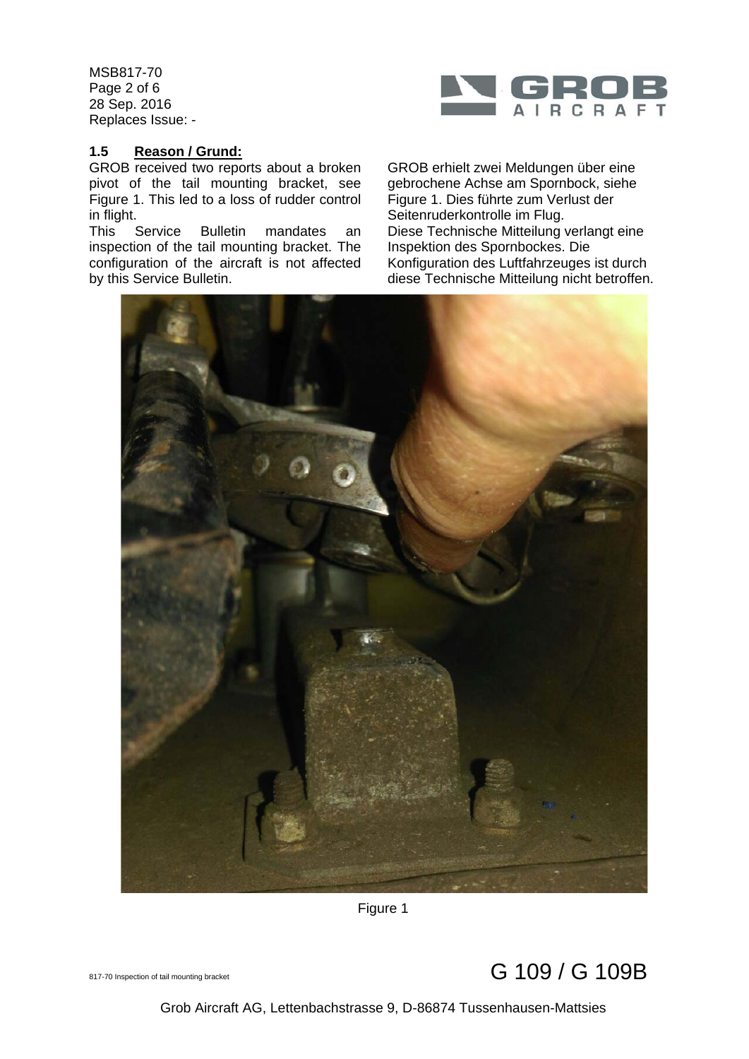## 1.5 Reason / Grund:

GROB received two reports about a broken pivot of the tail mounting bracket, see Figure 1. This led to a loss of rudder control in flight.

This Service Bulletin mandates an inspection of the tail mounting bracket. The configuration of the aircraft is not affected by this Service Bulletin.

GROB erhielt zwei Meldungen über eine gebrochene Achse am Spornbock, siehe Figure 1. Dies führte zum Verlust der Seitenruderkontrolle im Flug.

Diese Technische Mitteilung verlangt eine Inspektion des Spornbockes. Die Konfiguration des Luftfahrzeuges ist durch diese Technische Mitteilung nicht betroffen.

Figure 1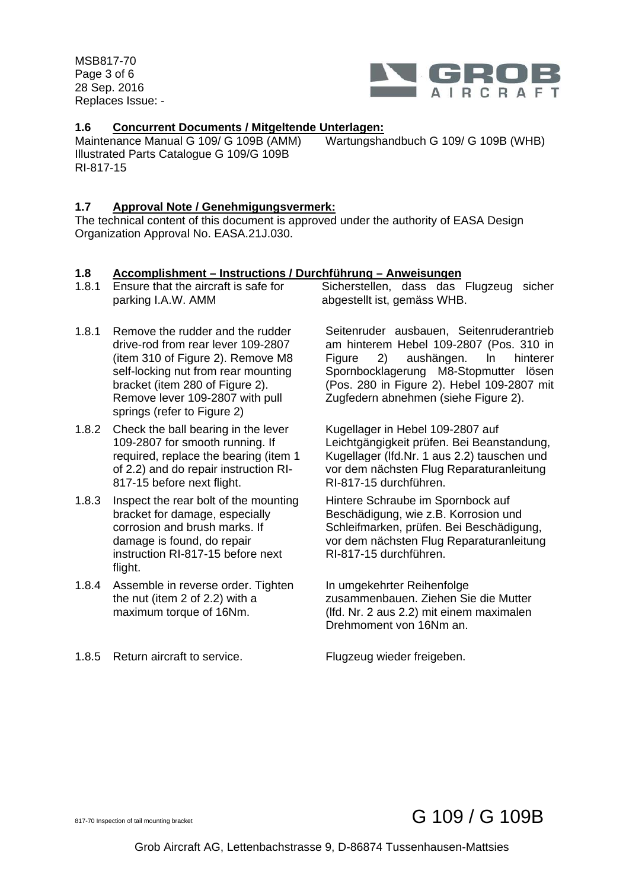## 1.6 Concurrent Documents / Mitgeltende Unterlagen:

Maintenance Manual G 109/ G 109B (AMM) — Wartungshandbuch G 109/ G 109B (WHB)
Illustrated Parts Catalogue G 109/G 109B
RI-817-15

## 1.7 Approval Note / Genehmigungsvermerk:

The technical content of this document is approved under the authority of EASA Design Organization Approval No. EASA.21J.030.

## 1.8 Accomplishment – Instructions / Durchführung – Anweisungen

| | | |
|---|---|---|
| 1.8.1 | Ensure that the aircraft is safe for parking I.A.W. AMM | Sicherstellen, dass das Flugzeug sicher abgestellt ist, gemäss WHB. |
| 1.8.1 | Remove the rudder and the rudder drive-rod from rear lever 109-2807 (item 310 of Figure 2). Remove M8 self-locking nut from rear mounting bracket (item 280 of Figure 2). Remove lever 109-2807 with pull springs (refer to Figure 2) | Seitenruder ausbauen, Seitenruderantrieb am hinterem Hebel 109-2807 (Pos. 310 in Figure 2) aushängen. In hinterer Spornbocklagerung M8-Stopmutter lösen (Pos. 280 in Figure 2). Hebel 109-2807 mit Zugfedern abnehmen (siehe Figure 2). |
| 1.8.2 | Check the ball bearing in the lever 109-2807 for smooth running. If required, replace the bearing (item 1 of 2.2) and do repair instruction RI-817-15 before next flight. | Kugellager in Hebel 109-2807 auf Leichtgängigkeit prüfen. Bei Beanstandung, Kugellager (lfd.Nr. 1 aus 2.2) tauschen und vor dem nächsten Flug Reparaturanleitung RI-817-15 durchführen. |
| 1.8.3 | Inspect the rear bolt of the mounting bracket for damage, especially corrosion and brush marks. If damage is found, do repair instruction RI-817-15 before next flight. | Hintere Schraube im Spornbock auf Beschädigung, wie z.B. Korrosion und Schleifmarken, prüfen. Bei Beschädigung, vor dem nächsten Flug Reparaturanleitung RI-817-15 durchführen. |
| 1.8.4 | Assemble in reverse order. Tighten the nut (item 2 of 2.2) with a maximum torque of 16Nm. | In umgekehrter Reihenfolge zusammenbauen. Ziehen Sie die Mutter (lfd. Nr. 2 aus 2.2) mit einem maximalen Drehmoment von 16Nm an. |
| 1.8.5 | Return aircraft to service. | Flugzeug wieder freigeben. |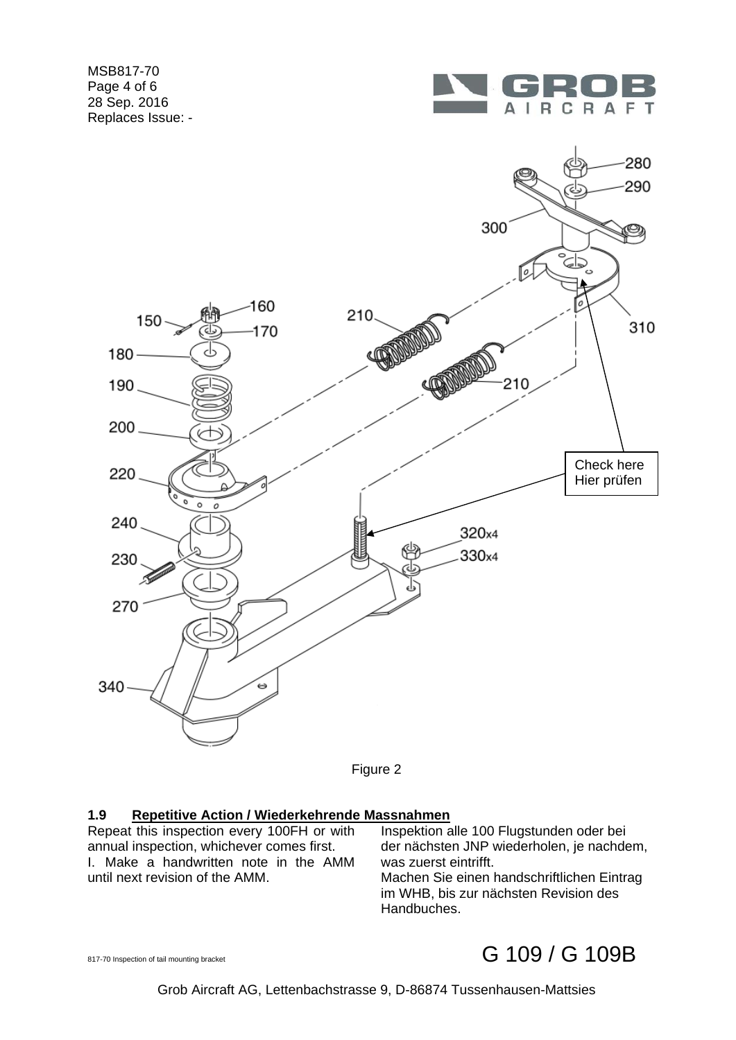Check here
Hier prüfen

Figure 2

### 1.9 Repetitive Action / Wiederkehrende Massnahmen

Repeat this inspection every 100FH or with annual inspection, whichever comes first.

I. Make a handwritten note in the AMM until next revision of the AMM.

Inspektion alle 100 Flugstunden oder bei der nächsten JNP wiederholen, je nachdem, was zuerst eintrifft.

Machen Sie einen handschriftlichen Eintrag im WHB, bis zur nächsten Revision des Handbuches.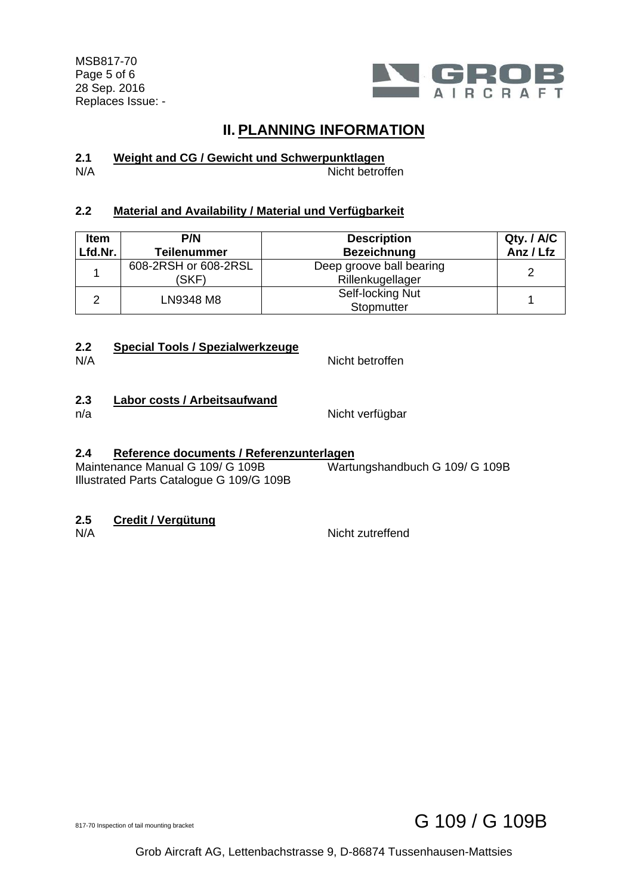# II. PLANNING INFORMATION

### 2.1 Weight and CG / Gewicht und Schwerpunktlagen

N/A — Nicht betroffen

### 2.2 Material and Availability / Material und Verfügbarkeit

| Item<br>Lfd.Nr. | P/N<br>Teilenummer | Description<br>Bezeichnung | Qty. / A/C<br>Anz / Lfz |
|---|---|---|---|
| 1 | 608-2RSH or 608-2RSL (SKF) | Deep groove ball bearing<br>Rillenkugellager | 2 |
| 2 | LN9348 M8 | Self-locking Nut<br>Stopmutter | 1 |

### 2.2 Special Tools / Spezialwerkzeuge

N/A — Nicht betroffen

### 2.3 Labor costs / Arbeitsaufwand

n/a — Nicht verfügbar

### 2.4 Reference documents / Referenzunterlagen

Maintenance Manual G 109/ G 109B — Wartungshandbuch G 109/ G 109B

Illustrated Parts Catalogue G 109/G 109B

### 2.5 Credit / Vergütung

N/A — Nicht zutreffend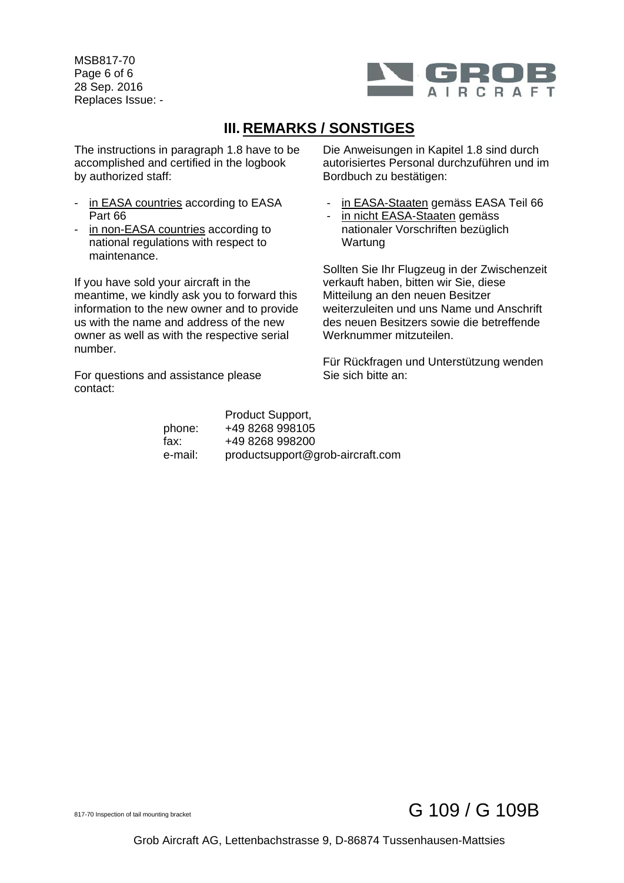## III. REMARKS / SONSTIGES

The instructions in paragraph 1.8 have to be accomplished and certified in the logbook by authorized staff:

- in EASA countries according to EASA Part 66
- in non-EASA countries according to national regulations with respect to maintenance.

If you have sold your aircraft in the meantime, we kindly ask you to forward this information to the new owner and to provide us with the name and address of the new owner as well as with the respective serial number.

For questions and assistance please contact:

Die Anweisungen in Kapitel 1.8 sind durch autorisiertes Personal durchzuführen und im Bordbuch zu bestätigen:

- in EASA-Staaten gemäss EASA Teil 66
- in nicht EASA-Staaten gemäss nationaler Vorschriften bezüglich Wartung

Sollten Sie Ihr Flugzeug in der Zwischenzeit verkauft haben, bitten wir Sie, diese Mitteilung an den neuen Besitzer weiterzuleiten und uns Name und Anschrift des neuen Besitzers sowie die betreffende Werknummer mitzuteilen.

Für Rückfragen und Unterstützung wenden Sie sich bitte an:

| | |
|---|---|
| | Product Support, |
| phone: | +49 8268 998105 |
| fax: | +49 8268 998200 |
| e-mail: | productsupport@grob-aircraft.com |